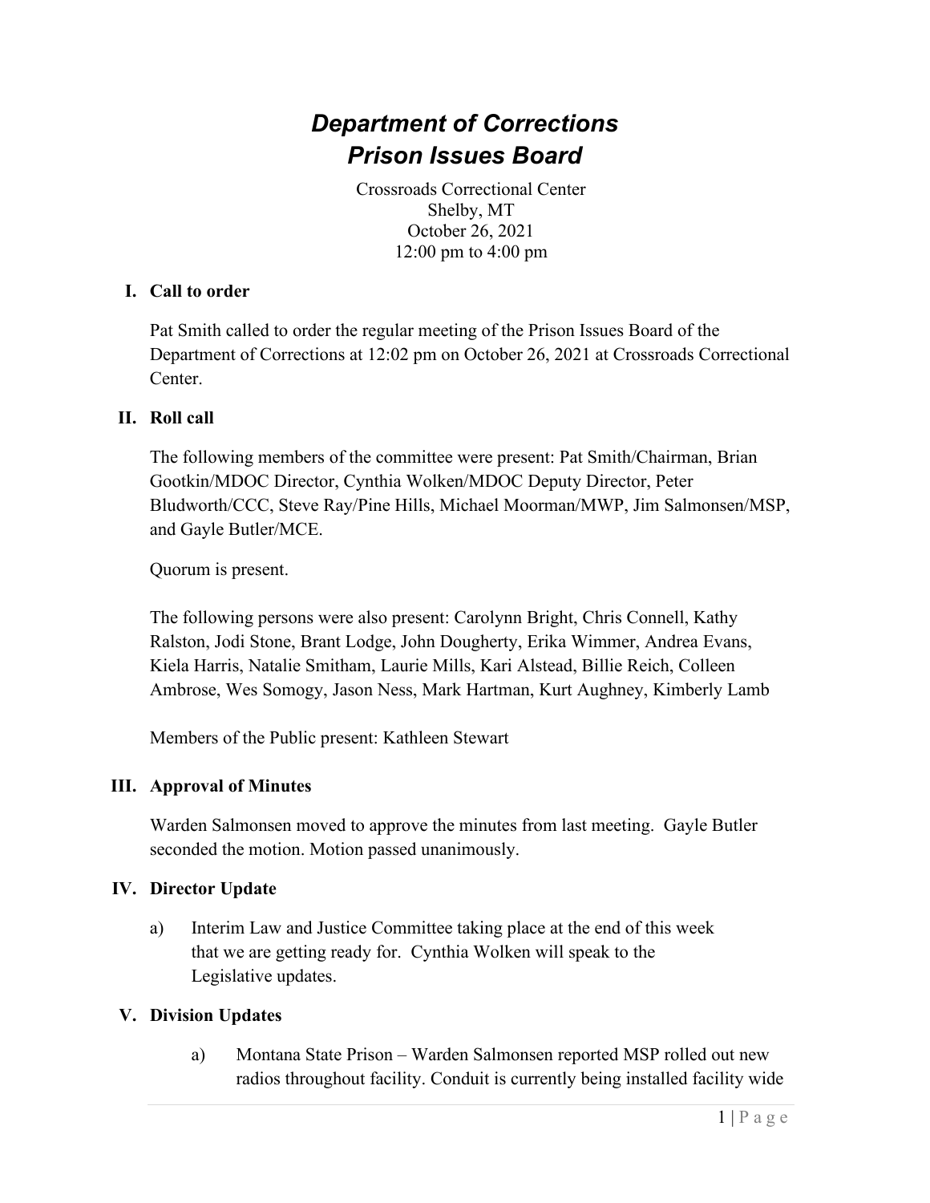# *Department of Corrections*
# *Prison Issues Board*

Crossroads Correctional Center
Shelby, MT
October 26, 2021
12:00 pm to 4:00 pm

## I. Call to order

Pat Smith called to order the regular meeting of the Prison Issues Board of the Department of Corrections at 12:02 pm on October 26, 2021 at Crossroads Correctional Center.

## II. Roll call

The following members of the committee were present: Pat Smith/Chairman, Brian Gootkin/MDOC Director, Cynthia Wolken/MDOC Deputy Director, Peter Bludworth/CCC, Steve Ray/Pine Hills, Michael Moorman/MWP, Jim Salmonsen/MSP, and Gayle Butler/MCE.

Quorum is present.

The following persons were also present: Carolynn Bright, Chris Connell, Kathy Ralston, Jodi Stone, Brant Lodge, John Dougherty, Erika Wimmer, Andrea Evans, Kiela Harris, Natalie Smitham, Laurie Mills, Kari Alstead, Billie Reich, Colleen Ambrose, Wes Somogy, Jason Ness, Mark Hartman, Kurt Aughney, Kimberly Lamb

Members of the Public present: Kathleen Stewart

## III. Approval of Minutes

Warden Salmonsen moved to approve the minutes from last meeting. Gayle Butler seconded the motion. Motion passed unanimously.

## IV. Director Update

a) Interim Law and Justice Committee taking place at the end of this week that we are getting ready for. Cynthia Wolken will speak to the Legislative updates.

## V. Division Updates

a) Montana State Prison – Warden Salmonsen reported MSP rolled out new radios throughout facility. Conduit is currently being installed facility wide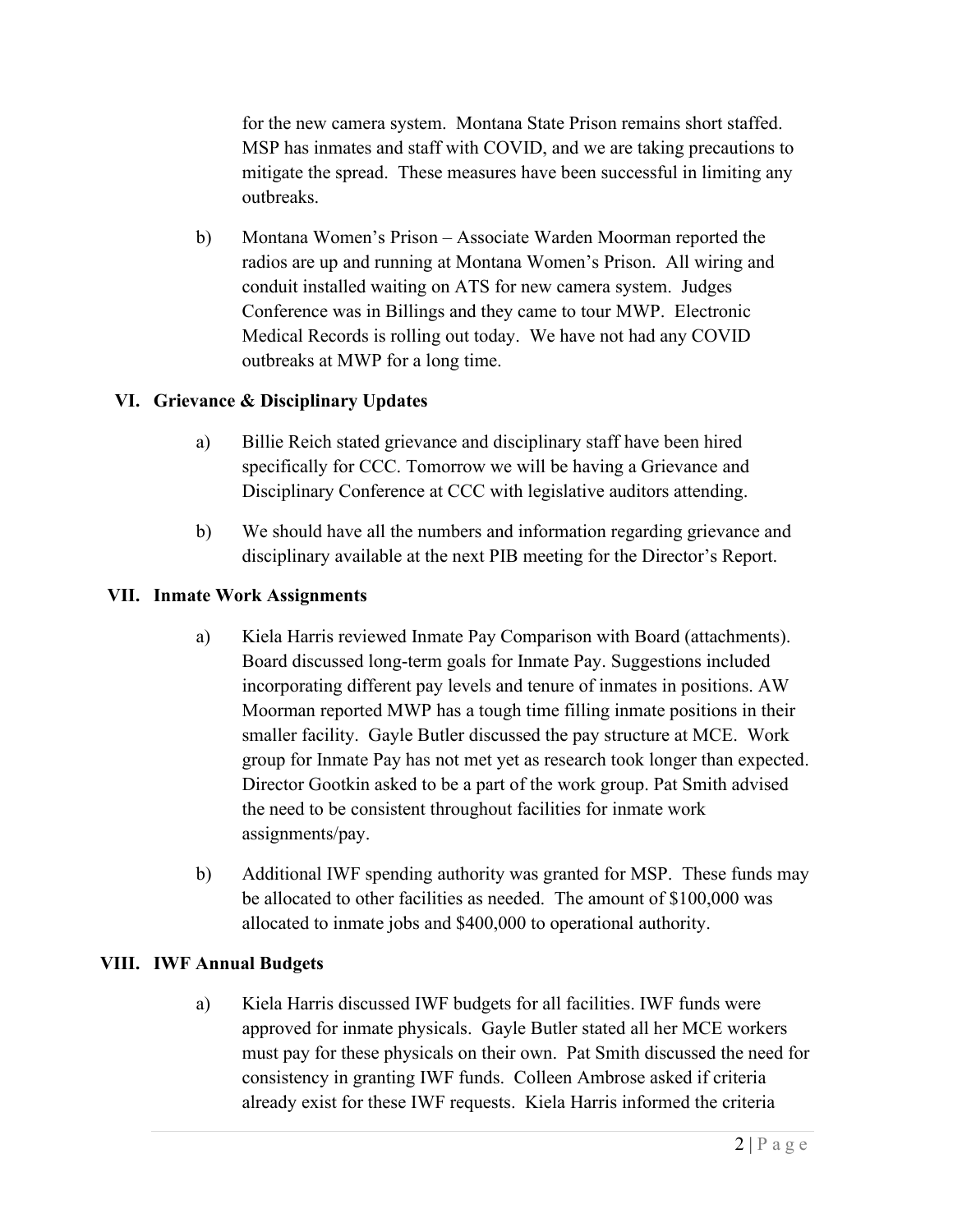for the new camera system. Montana State Prison remains short staffed. MSP has inmates and staff with COVID, and we are taking precautions to mitigate the spread. These measures have been successful in limiting any outbreaks.

b) Montana Women's Prison – Associate Warden Moorman reported the radios are up and running at Montana Women's Prison. All wiring and conduit installed waiting on ATS for new camera system. Judges Conference was in Billings and they came to tour MWP. Electronic Medical Records is rolling out today. We have not had any COVID outbreaks at MWP for a long time.

## VI. Grievance & Disciplinary Updates

a) Billie Reich stated grievance and disciplinary staff have been hired specifically for CCC. Tomorrow we will be having a Grievance and Disciplinary Conference at CCC with legislative auditors attending.

b) We should have all the numbers and information regarding grievance and disciplinary available at the next PIB meeting for the Director's Report.

## VII. Inmate Work Assignments

a) Kiela Harris reviewed Inmate Pay Comparison with Board (attachments). Board discussed long-term goals for Inmate Pay. Suggestions included incorporating different pay levels and tenure of inmates in positions. AW Moorman reported MWP has a tough time filling inmate positions in their smaller facility. Gayle Butler discussed the pay structure at MCE. Work group for Inmate Pay has not met yet as research took longer than expected. Director Gootkin asked to be a part of the work group. Pat Smith advised the need to be consistent throughout facilities for inmate work assignments/pay.

b) Additional IWF spending authority was granted for MSP. These funds may be allocated to other facilities as needed. The amount of $100,000 was allocated to inmate jobs and $400,000 to operational authority.

## VIII. IWF Annual Budgets

a) Kiela Harris discussed IWF budgets for all facilities. IWF funds were approved for inmate physicals. Gayle Butler stated all her MCE workers must pay for these physicals on their own. Pat Smith discussed the need for consistency in granting IWF funds. Colleen Ambrose asked if criteria already exist for these IWF requests. Kiela Harris informed the criteria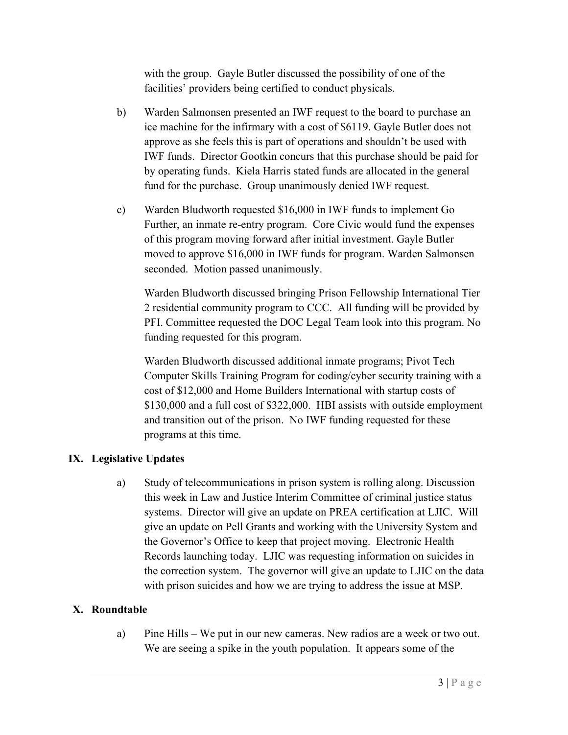with the group. Gayle Butler discussed the possibility of one of the facilities' providers being certified to conduct physicals.

b) Warden Salmonsen presented an IWF request to the board to purchase an ice machine for the infirmary with a cost of $6119. Gayle Butler does not approve as she feels this is part of operations and shouldn't be used with IWF funds. Director Gootkin concurs that this purchase should be paid for by operating funds. Kiela Harris stated funds are allocated in the general fund for the purchase. Group unanimously denied IWF request.

c) Warden Bludworth requested $16,000 in IWF funds to implement Go Further, an inmate re-entry program. Core Civic would fund the expenses of this program moving forward after initial investment. Gayle Butler moved to approve $16,000 in IWF funds for program. Warden Salmonsen seconded. Motion passed unanimously.

   Warden Bludworth discussed bringing Prison Fellowship International Tier 2 residential community program to CCC. All funding will be provided by PFI. Committee requested the DOC Legal Team look into this program. No funding requested for this program.

   Warden Bludworth discussed additional inmate programs; Pivot Tech Computer Skills Training Program for coding/cyber security training with a cost of $12,000 and Home Builders International with startup costs of $130,000 and a full cost of $322,000. HBI assists with outside employment and transition out of the prison. No IWF funding requested for these programs at this time.

## IX. Legislative Updates

a) Study of telecommunications in prison system is rolling along. Discussion this week in Law and Justice Interim Committee of criminal justice status systems. Director will give an update on PREA certification at LJIC. Will give an update on Pell Grants and working with the University System and the Governor's Office to keep that project moving. Electronic Health Records launching today. LJIC was requesting information on suicides in the correction system. The governor will give an update to LJIC on the data with prison suicides and how we are trying to address the issue at MSP.

## X. Roundtable

a) Pine Hills – We put in our new cameras. New radios are a week or two out. We are seeing a spike in the youth population. It appears some of the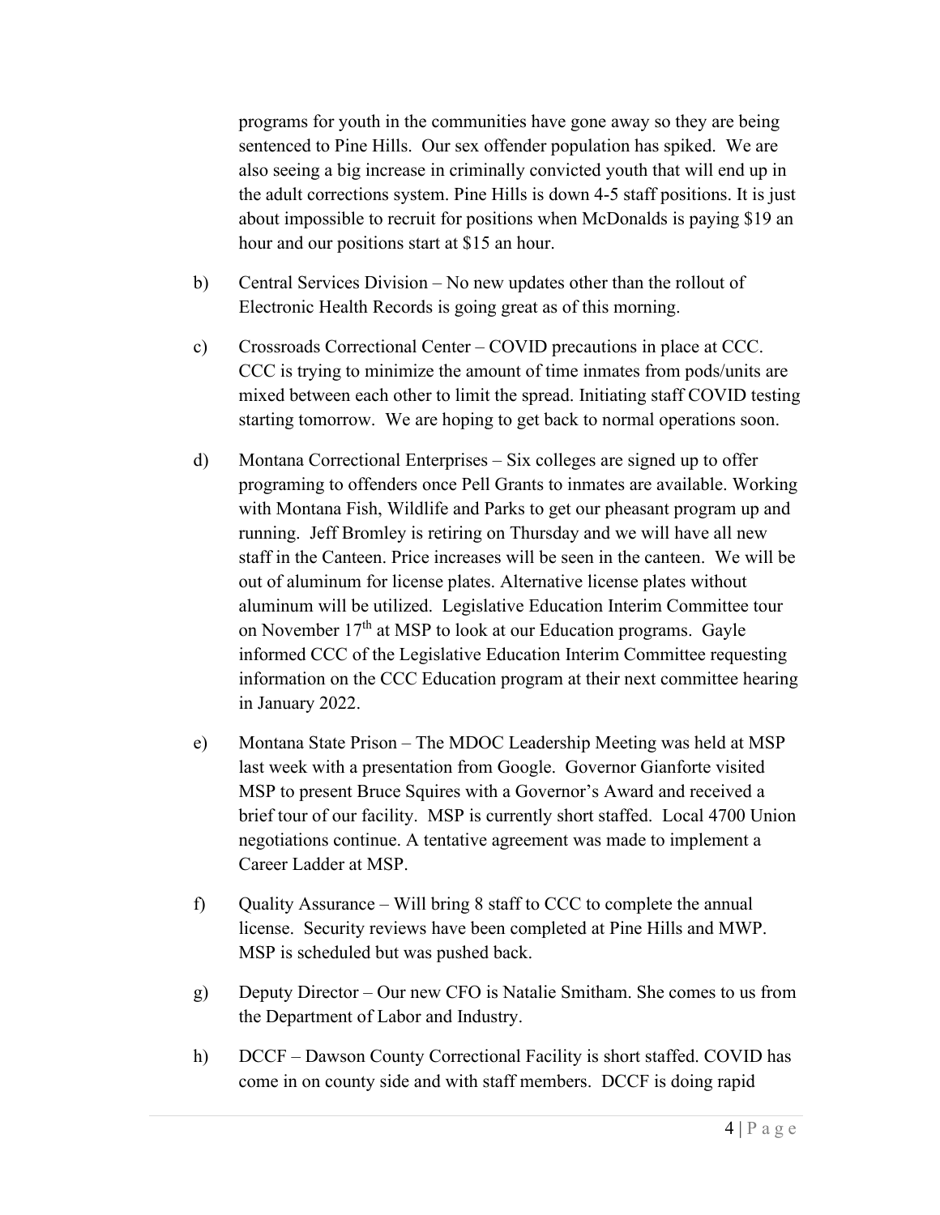programs for youth in the communities have gone away so they are being sentenced to Pine Hills. Our sex offender population has spiked. We are also seeing a big increase in criminally convicted youth that will end up in the adult corrections system. Pine Hills is down 4-5 staff positions. It is just about impossible to recruit for positions when McDonalds is paying $19 an hour and our positions start at $15 an hour.

b) Central Services Division – No new updates other than the rollout of Electronic Health Records is going great as of this morning.

c) Crossroads Correctional Center – COVID precautions in place at CCC. CCC is trying to minimize the amount of time inmates from pods/units are mixed between each other to limit the spread. Initiating staff COVID testing starting tomorrow. We are hoping to get back to normal operations soon.

d) Montana Correctional Enterprises – Six colleges are signed up to offer programing to offenders once Pell Grants to inmates are available. Working with Montana Fish, Wildlife and Parks to get our pheasant program up and running. Jeff Bromley is retiring on Thursday and we will have all new staff in the Canteen. Price increases will be seen in the canteen. We will be out of aluminum for license plates. Alternative license plates without aluminum will be utilized. Legislative Education Interim Committee tour on November 17th at MSP to look at our Education programs. Gayle informed CCC of the Legislative Education Interim Committee requesting information on the CCC Education program at their next committee hearing in January 2022.

e) Montana State Prison – The MDOC Leadership Meeting was held at MSP last week with a presentation from Google. Governor Gianforte visited MSP to present Bruce Squires with a Governor's Award and received a brief tour of our facility. MSP is currently short staffed. Local 4700 Union negotiations continue. A tentative agreement was made to implement a Career Ladder at MSP.

f) Quality Assurance – Will bring 8 staff to CCC to complete the annual license. Security reviews have been completed at Pine Hills and MWP. MSP is scheduled but was pushed back.

g) Deputy Director – Our new CFO is Natalie Smitham. She comes to us from the Department of Labor and Industry.

h) DCCF – Dawson County Correctional Facility is short staffed. COVID has come in on county side and with staff members. DCCF is doing rapid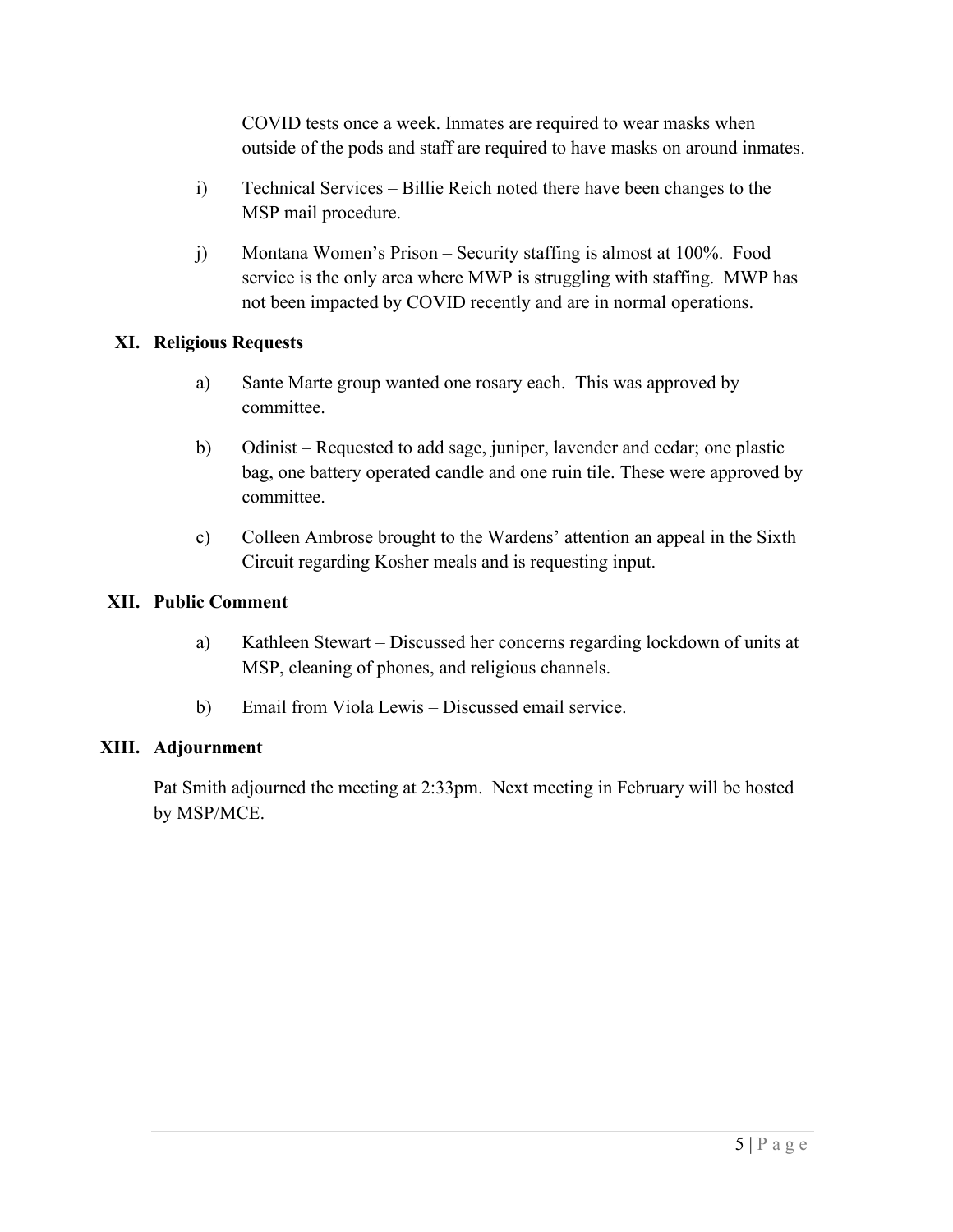COVID tests once a week. Inmates are required to wear masks when outside of the pods and staff are required to have masks on around inmates.

i) Technical Services – Billie Reich noted there have been changes to the MSP mail procedure.

j) Montana Women's Prison – Security staffing is almost at 100%. Food service is the only area where MWP is struggling with staffing. MWP has not been impacted by COVID recently and are in normal operations.

## XI. Religious Requests

a) Sante Marte group wanted one rosary each. This was approved by committee.

b) Odinist – Requested to add sage, juniper, lavender and cedar; one plastic bag, one battery operated candle and one ruin tile. These were approved by committee.

c) Colleen Ambrose brought to the Wardens' attention an appeal in the Sixth Circuit regarding Kosher meals and is requesting input.

## XII. Public Comment

a) Kathleen Stewart – Discussed her concerns regarding lockdown of units at MSP, cleaning of phones, and religious channels.

b) Email from Viola Lewis – Discussed email service.

## XIII. Adjournment

Pat Smith adjourned the meeting at 2:33pm. Next meeting in February will be hosted by MSP/MCE.